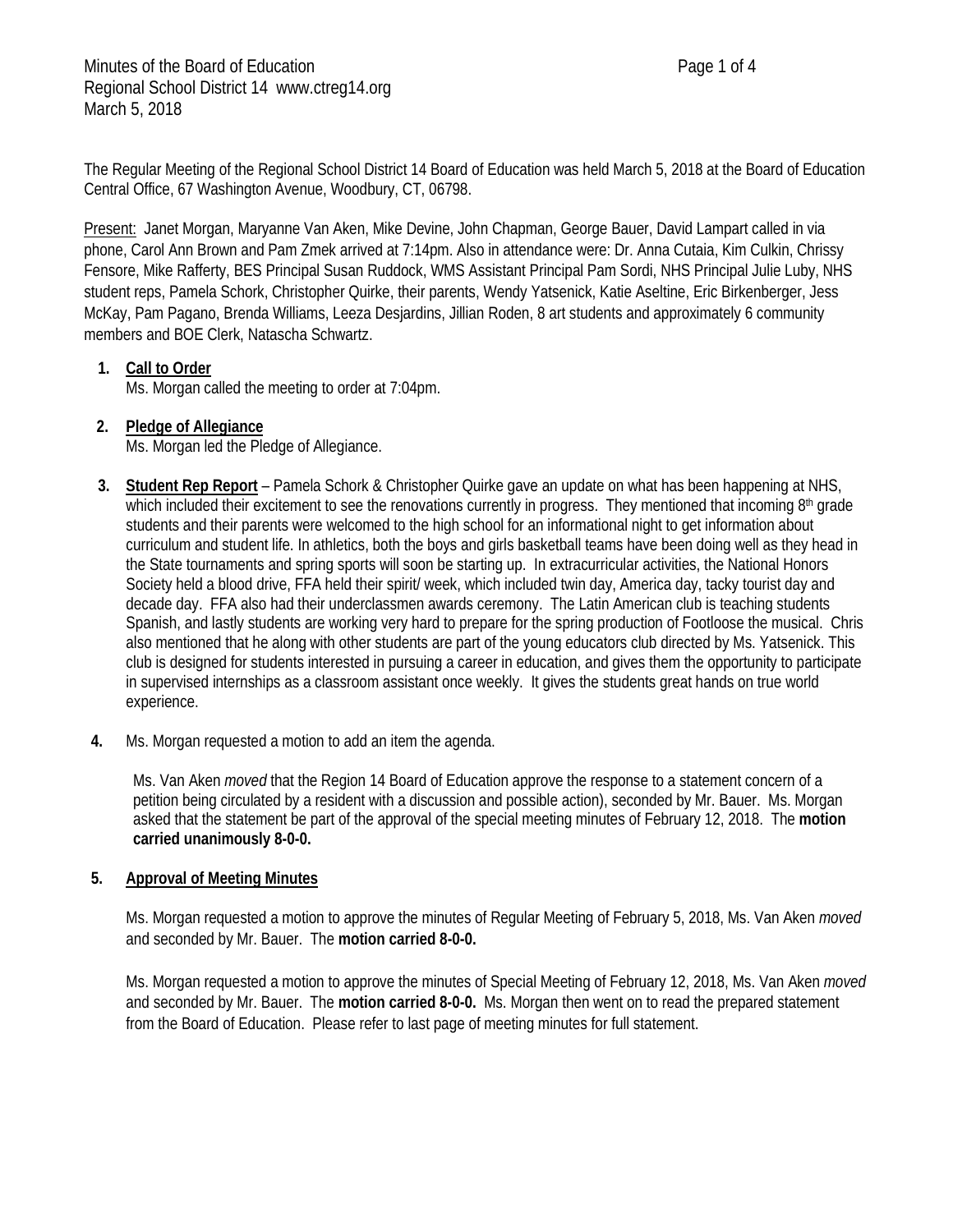Minutes of the Board of Education
Regional School District 14 www.ctreg14.org
March 5, 2018

The Regular Meeting of the Regional School District 14 Board of Education was held March 5, 2018 at the Board of Education Central Office, 67 Washington Avenue, Woodbury, CT, 06798.

Present: Janet Morgan, Maryanne Van Aken, Mike Devine, John Chapman, George Bauer, David Lampart called in via phone, Carol Ann Brown and Pam Zmek arrived at 7:14pm. Also in attendance were: Dr. Anna Cutaia, Kim Culkin, Chrissy Fensore, Mike Rafferty, BES Principal Susan Ruddock, WMS Assistant Principal Pam Sordi, NHS Principal Julie Luby, NHS student reps, Pamela Schork, Christopher Quirke, their parents, Wendy Yatsenick, Katie Aseltine, Eric Birkenberger, Jess McKay, Pam Pagano, Brenda Williams, Leeza Desjardins, Jillian Roden, 8 art students and approximately 6 community members and BOE Clerk, Natascha Schwartz.

1. **Call to Order**
   Ms. Morgan called the meeting to order at 7:04pm.

2. **Pledge of Allegiance**
   Ms. Morgan led the Pledge of Allegiance.

3. **Student Rep Report** – Pamela Schork & Christopher Quirke gave an update on what has been happening at NHS, which included their excitement to see the renovations currently in progress. They mentioned that incoming 8th grade students and their parents were welcomed to the high school for an informational night to get information about curriculum and student life. In athletics, both the boys and girls basketball teams have been doing well as they head in the State tournaments and spring sports will soon be starting up. In extracurricular activities, the National Honors Society held a blood drive, FFA held their spirit/ week, which included twin day, America day, tacky tourist day and decade day. FFA also had their underclassmen awards ceremony. The Latin American club is teaching students Spanish, and lastly students are working very hard to prepare for the spring production of Footloose the musical. Chris also mentioned that he along with other students are part of the young educators club directed by Ms. Yatsenick. This club is designed for students interested in pursuing a career in education, and gives them the opportunity to participate in supervised internships as a classroom assistant once weekly. It gives the students great hands on true world experience.

4. Ms. Morgan requested a motion to add an item the agenda.

   Ms. Van Aken *moved* that the Region 14 Board of Education approve the response to a statement concern of a petition being circulated by a resident with a discussion and possible action), seconded by Mr. Bauer. Ms. Morgan asked that the statement be part of the approval of the special meeting minutes of February 12, 2018. The **motion carried unanimously 8-0-0.**

5. **Approval of Meeting Minutes**

   Ms. Morgan requested a motion to approve the minutes of Regular Meeting of February 5, 2018, Ms. Van Aken *moved* and seconded by Mr. Bauer. The **motion carried 8-0-0.**

   Ms. Morgan requested a motion to approve the minutes of Special Meeting of February 12, 2018, Ms. Van Aken *moved* and seconded by Mr. Bauer. The **motion carried 8-0-0.** Ms. Morgan then went on to read the prepared statement from the Board of Education. Please refer to last page of meeting minutes for full statement.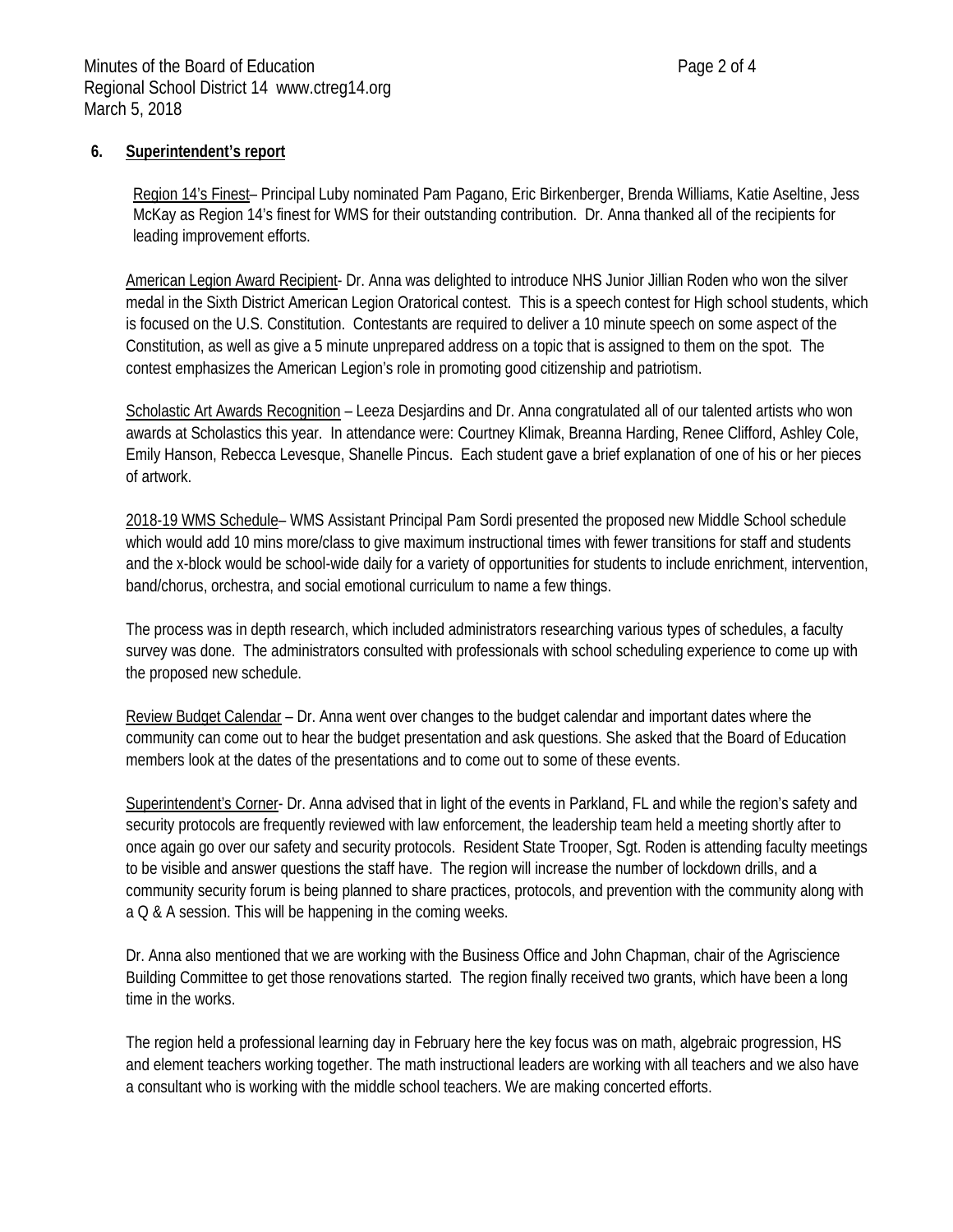**6. Superintendent's report**

Region 14's Finest– Principal Luby nominated Pam Pagano, Eric Birkenberger, Brenda Williams, Katie Aseltine, Jess McKay as Region 14's finest for WMS for their outstanding contribution. Dr. Anna thanked all of the recipients for leading improvement efforts.

American Legion Award Recipient- Dr. Anna was delighted to introduce NHS Junior Jillian Roden who won the silver medal in the Sixth District American Legion Oratorical contest. This is a speech contest for High school students, which is focused on the U.S. Constitution. Contestants are required to deliver a 10 minute speech on some aspect of the Constitution, as well as give a 5 minute unprepared address on a topic that is assigned to them on the spot. The contest emphasizes the American Legion's role in promoting good citizenship and patriotism.

Scholastic Art Awards Recognition – Leeza Desjardins and Dr. Anna congratulated all of our talented artists who won awards at Scholastics this year. In attendance were: Courtney Klimak, Breanna Harding, Renee Clifford, Ashley Cole, Emily Hanson, Rebecca Levesque, Shanelle Pincus. Each student gave a brief explanation of one of his or her pieces of artwork.

2018-19 WMS Schedule– WMS Assistant Principal Pam Sordi presented the proposed new Middle School schedule which would add 10 mins more/class to give maximum instructional times with fewer transitions for staff and students and the x-block would be school-wide daily for a variety of opportunities for students to include enrichment, intervention, band/chorus, orchestra, and social emotional curriculum to name a few things.

The process was in depth research, which included administrators researching various types of schedules, a faculty survey was done. The administrators consulted with professionals with school scheduling experience to come up with the proposed new schedule.

Review Budget Calendar – Dr. Anna went over changes to the budget calendar and important dates where the community can come out to hear the budget presentation and ask questions. She asked that the Board of Education members look at the dates of the presentations and to come out to some of these events.

Superintendent's Corner- Dr. Anna advised that in light of the events in Parkland, FL and while the region's safety and security protocols are frequently reviewed with law enforcement, the leadership team held a meeting shortly after to once again go over our safety and security protocols. Resident State Trooper, Sgt. Roden is attending faculty meetings to be visible and answer questions the staff have. The region will increase the number of lockdown drills, and a community security forum is being planned to share practices, protocols, and prevention with the community along with a Q & A session. This will be happening in the coming weeks.

Dr. Anna also mentioned that we are working with the Business Office and John Chapman, chair of the Agriscience Building Committee to get those renovations started. The region finally received two grants, which have been a long time in the works.

The region held a professional learning day in February here the key focus was on math, algebraic progression, HS and element teachers working together. The math instructional leaders are working with all teachers and we also have a consultant who is working with the middle school teachers. We are making concerted efforts.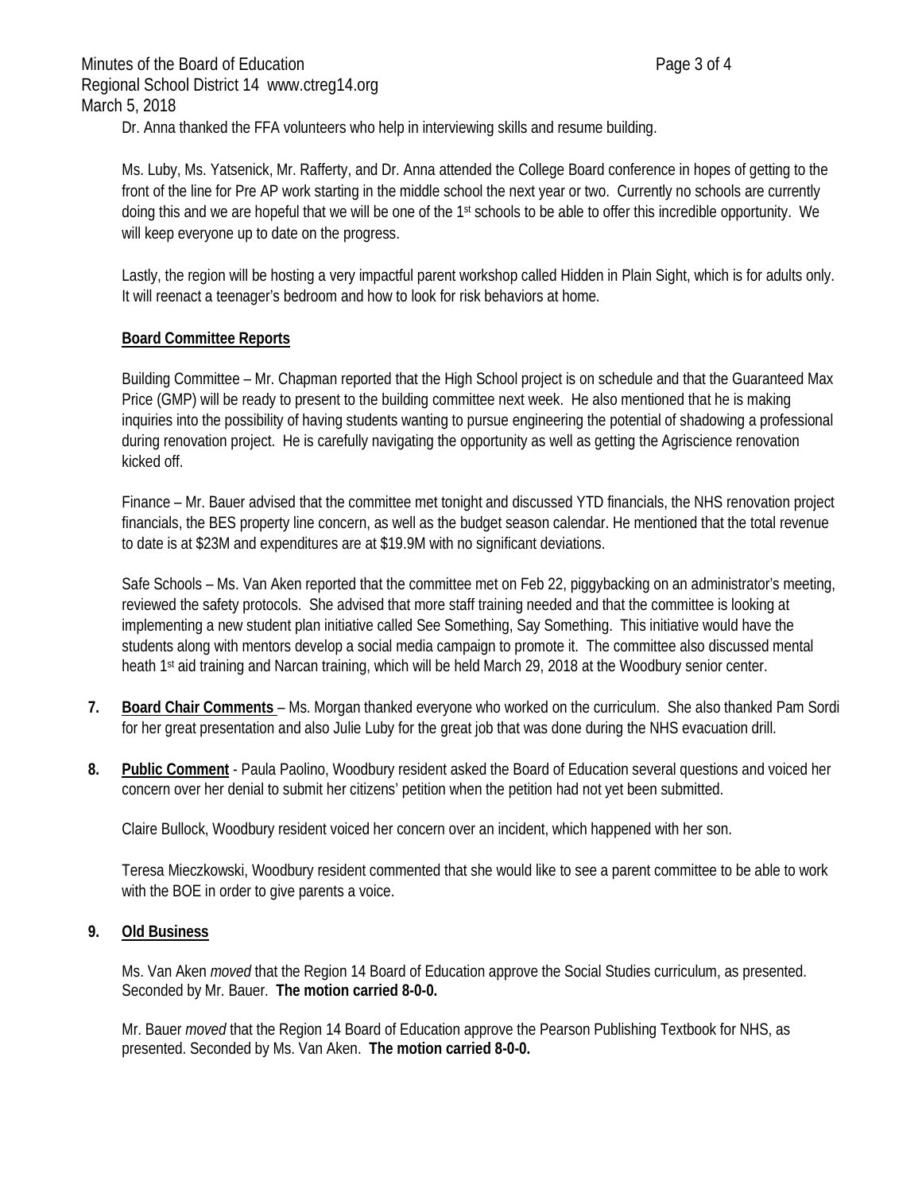Dr. Anna thanked the FFA volunteers who help in interviewing skills and resume building.

Ms. Luby, Ms. Yatsenick, Mr. Rafferty, and Dr. Anna attended the College Board conference in hopes of getting to the front of the line for Pre AP work starting in the middle school the next year or two. Currently no schools are currently doing this and we are hopeful that we will be one of the 1st schools to be able to offer this incredible opportunity. We will keep everyone up to date on the progress.

Lastly, the region will be hosting a very impactful parent workshop called Hidden in Plain Sight, which is for adults only. It will reenact a teenager's bedroom and how to look for risk behaviors at home.

**Board Committee Reports**

Building Committee – Mr. Chapman reported that the High School project is on schedule and that the Guaranteed Max Price (GMP) will be ready to present to the building committee next week. He also mentioned that he is making inquiries into the possibility of having students wanting to pursue engineering the potential of shadowing a professional during renovation project. He is carefully navigating the opportunity as well as getting the Agriscience renovation kicked off.

Finance – Mr. Bauer advised that the committee met tonight and discussed YTD financials, the NHS renovation project financials, the BES property line concern, as well as the budget season calendar. He mentioned that the total revenue to date is at $23M and expenditures are at $19.9M with no significant deviations.

Safe Schools – Ms. Van Aken reported that the committee met on Feb 22, piggybacking on an administrator's meeting, reviewed the safety protocols. She advised that more staff training needed and that the committee is looking at implementing a new student plan initiative called See Something, Say Something. This initiative would have the students along with mentors develop a social media campaign to promote it. The committee also discussed mental heath 1st aid training and Narcan training, which will be held March 29, 2018 at the Woodbury senior center.

7. **Board Chair Comments** – Ms. Morgan thanked everyone who worked on the curriculum. She also thanked Pam Sordi for her great presentation and also Julie Luby for the great job that was done during the NHS evacuation drill.

8. **Public Comment** - Paula Paolino, Woodbury resident asked the Board of Education several questions and voiced her concern over her denial to submit her citizens' petition when the petition had not yet been submitted.

   Claire Bullock, Woodbury resident voiced her concern over an incident, which happened with her son.

   Teresa Mieczkowski, Woodbury resident commented that she would like to see a parent committee to be able to work with the BOE in order to give parents a voice.

9. **Old Business**

   Ms. Van Aken *moved* that the Region 14 Board of Education approve the Social Studies curriculum, as presented. Seconded by Mr. Bauer. **The motion carried 8-0-0.**

   Mr. Bauer *moved* that the Region 14 Board of Education approve the Pearson Publishing Textbook for NHS, as presented. Seconded by Ms. Van Aken. **The motion carried 8-0-0.**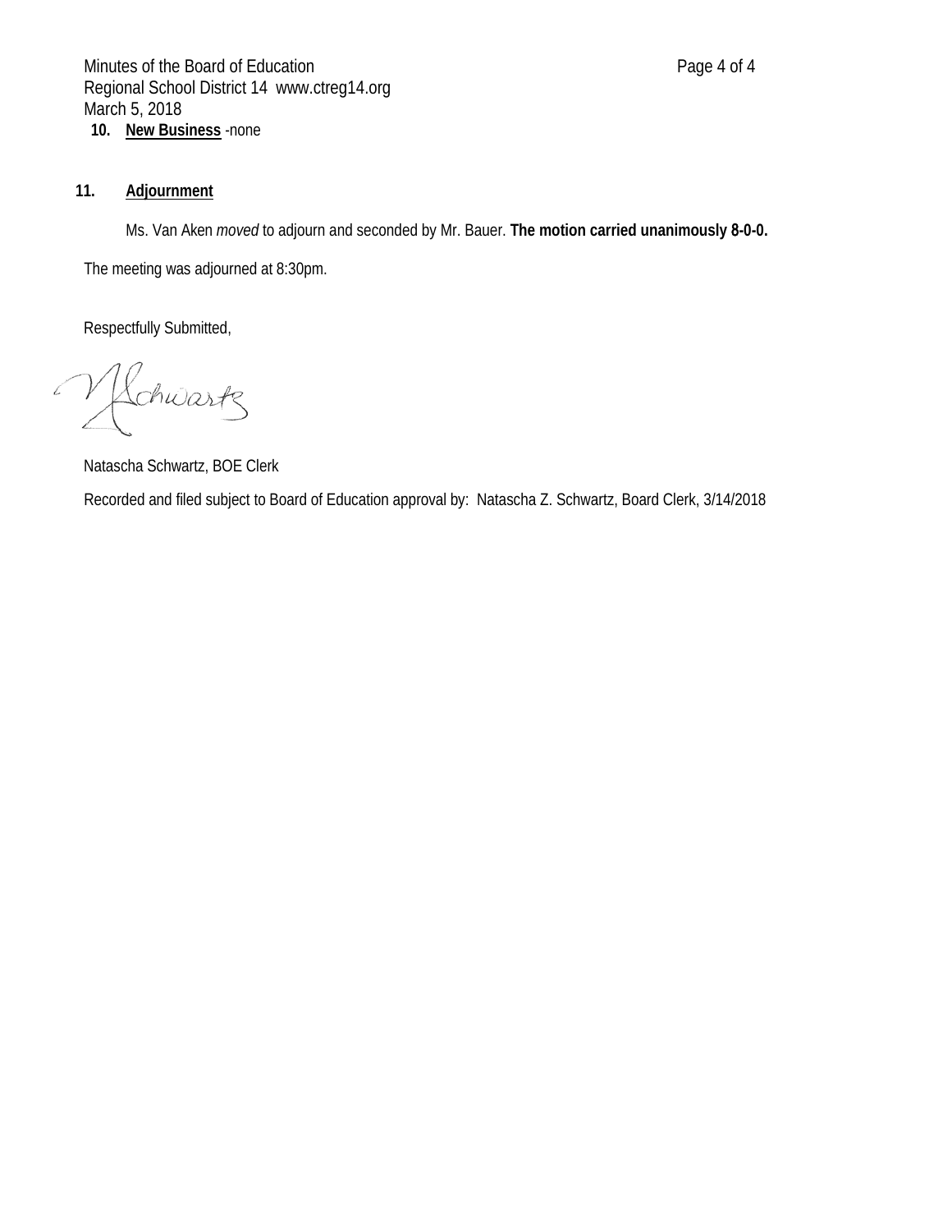**10. New Business** -none

**11. Adjournment**

Ms. Van Aken *moved* to adjourn and seconded by Mr. Bauer. **The motion carried unanimously 8-0-0.**

The meeting was adjourned at 8:30pm.

Respectfully Submitted,

Natascha Schwartz, BOE Clerk

Recorded and filed subject to Board of Education approval by: Natascha Z. Schwartz, Board Clerk, 3/14/2018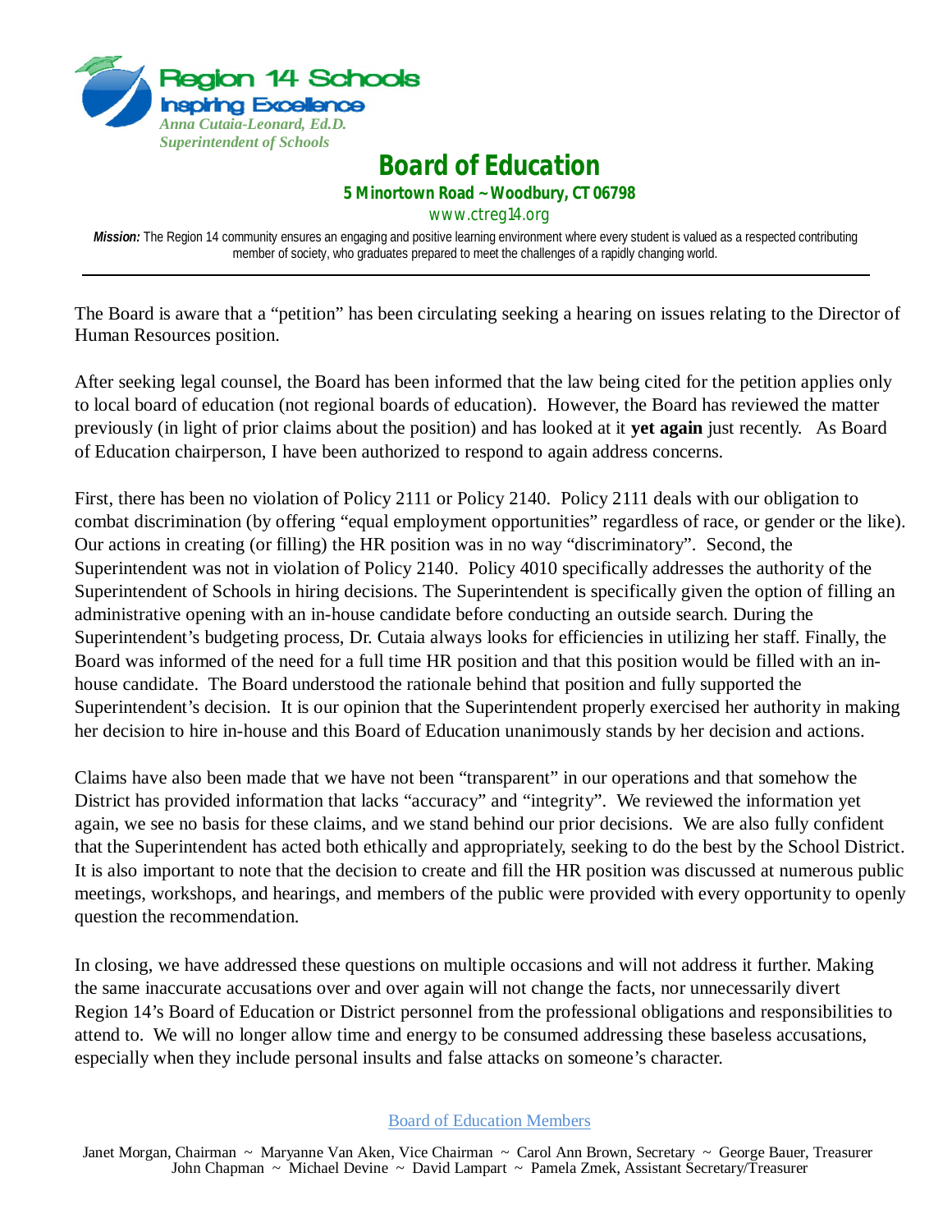Region 14 Schools

Inspiring Excellence

*Anna Cutaia-Leonard, Ed.D.*
*Superintendent of Schools*

# Board of Education

**5 Minortown Road ~ Woodbury, CT 06798**

www.ctreg14.org

***Mission:*** The Region 14 community ensures an engaging and positive learning environment where every student is valued as a respected contributing member of society, who graduates prepared to meet the challenges of a rapidly changing world.

---

The Board is aware that a "petition" has been circulating seeking a hearing on issues relating to the Director of Human Resources position.

After seeking legal counsel, the Board has been informed that the law being cited for the petition applies only to local board of education (not regional boards of education). However, the Board has reviewed the matter previously (in light of prior claims about the position) and has looked at it **yet again** just recently. As Board of Education chairperson, I have been authorized to respond to again address concerns.

First, there has been no violation of Policy 2111 or Policy 2140. Policy 2111 deals with our obligation to combat discrimination (by offering "equal employment opportunities" regardless of race, or gender or the like). Our actions in creating (or filling) the HR position was in no way "discriminatory". Second, the Superintendent was not in violation of Policy 2140. Policy 4010 specifically addresses the authority of the Superintendent of Schools in hiring decisions. The Superintendent is specifically given the option of filling an administrative opening with an in-house candidate before conducting an outside search. During the Superintendent's budgeting process, Dr. Cutaia always looks for efficiencies in utilizing her staff. Finally, the Board was informed of the need for a full time HR position and that this position would be filled with an in-house candidate. The Board understood the rationale behind that position and fully supported the Superintendent's decision. It is our opinion that the Superintendent properly exercised her authority in making her decision to hire in-house and this Board of Education unanimously stands by her decision and actions.

Claims have also been made that we have not been "transparent" in our operations and that somehow the District has provided information that lacks "accuracy" and "integrity". We reviewed the information yet again, we see no basis for these claims, and we stand behind our prior decisions. We are also fully confident that the Superintendent has acted both ethically and appropriately, seeking to do the best by the School District. It is also important to note that the decision to create and fill the HR position was discussed at numerous public meetings, workshops, and hearings, and members of the public were provided with every opportunity to openly question the recommendation.

In closing, we have addressed these questions on multiple occasions and will not address it further. Making the same inaccurate accusations over and over again will not change the facts, nor unnecessarily divert Region 14's Board of Education or District personnel from the professional obligations and responsibilities to attend to. We will no longer allow time and energy to be consumed addressing these baseless accusations, especially when they include personal insults and false attacks on someone's character.

Board of Education Members

Janet Morgan, Chairman ~ Maryanne Van Aken, Vice Chairman ~ Carol Ann Brown, Secretary ~ George Bauer, Treasurer
John Chapman ~ Michael Devine ~ David Lampart ~ Pamela Zmek, Assistant Secretary/Treasurer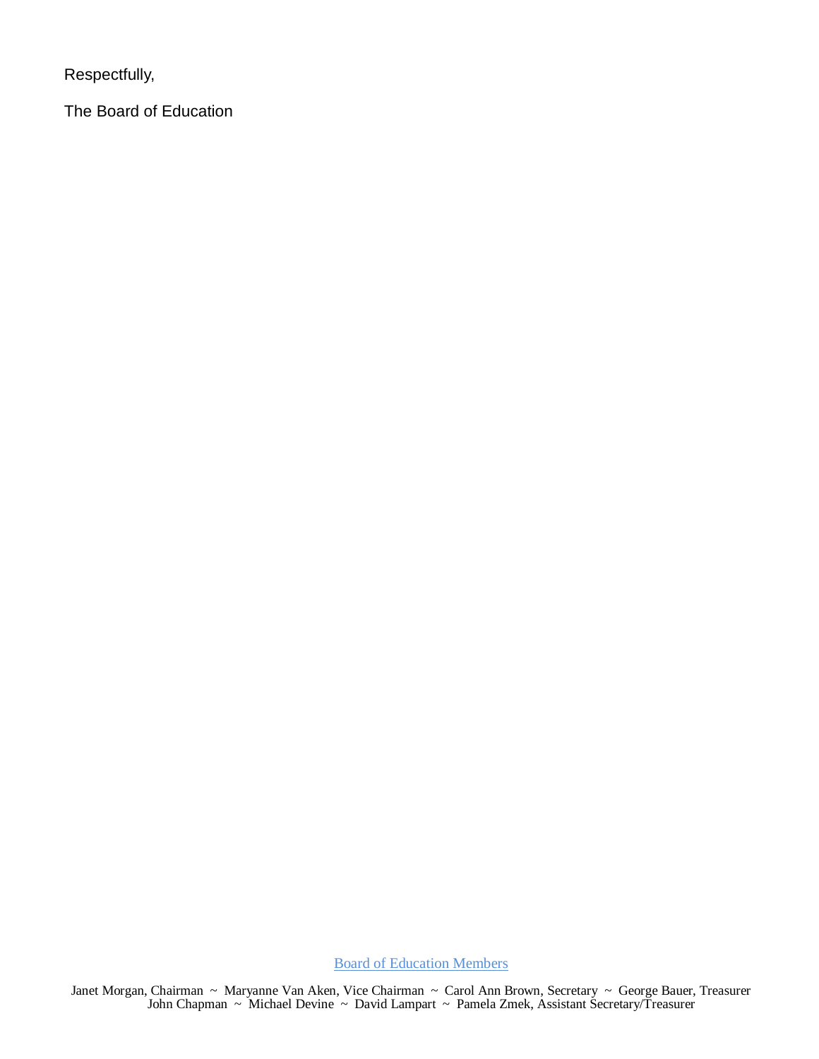Respectfully,

The Board of Education

Board of Education Members

Janet Morgan, Chairman ~ Maryanne Van Aken, Vice Chairman ~ Carol Ann Brown, Secretary ~ George Bauer, Treasurer
John Chapman ~ Michael Devine ~ David Lampart ~ Pamela Zmek, Assistant Secretary/Treasurer